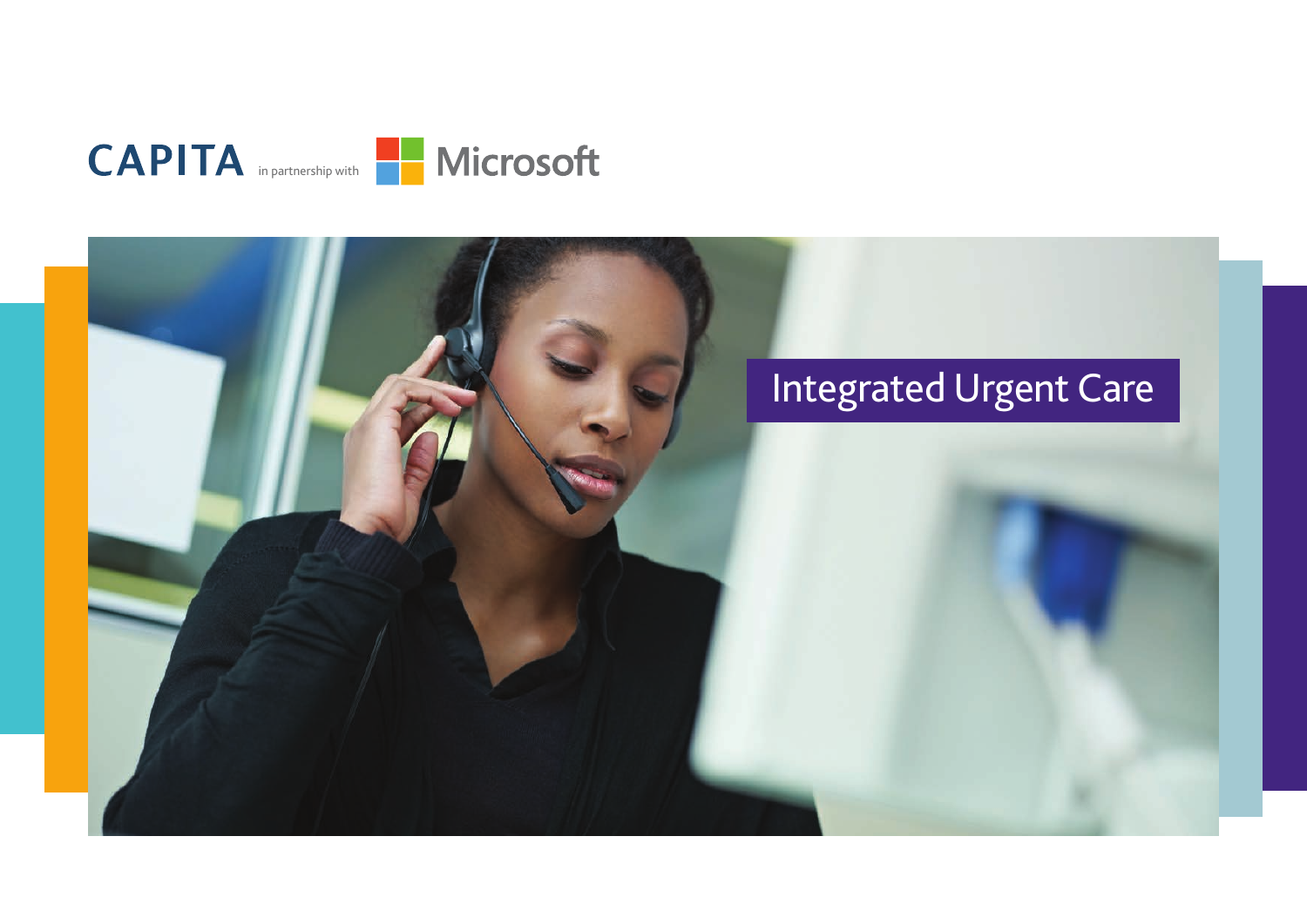CAPITA in partnership with Microsoft

# Integrated Urgent Care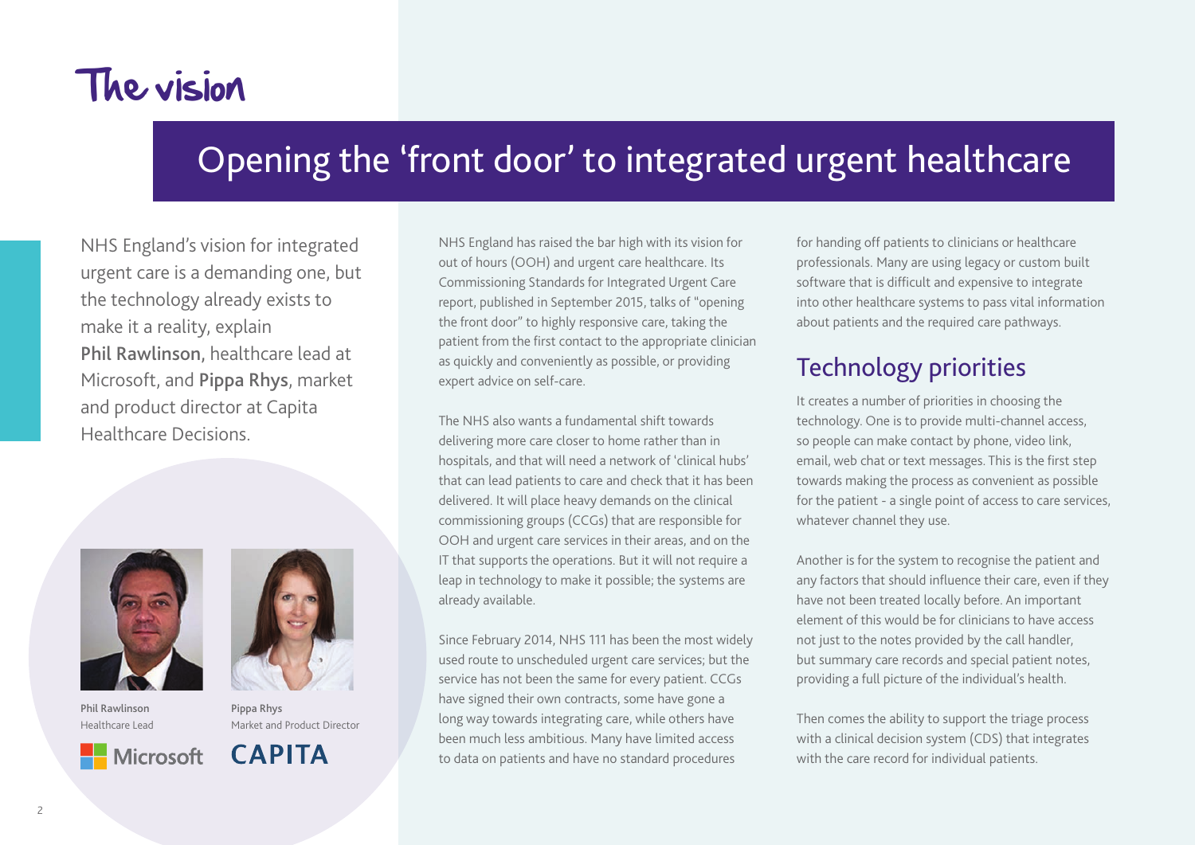# The vision

## Opening the 'front door' to integrated urgent healthcare

NHS England's vision for integrated urgent care is a demanding one, but the technology already exists to make it a reality, explain **Phil Rawlinson**, healthcare lead at Microsoft, and **Pippa Rhys**, market and product director at Capita Healthcare Decisions.

**Phil Rawlinson**
Healthcare Lead

Microsoft

**Pippa Rhys**
Market and Product Director

CAPITA

NHS England has raised the bar high with its vision for out of hours (OOH) and urgent care healthcare. Its Commissioning Standards for Integrated Urgent Care report, published in September 2015, talks of "opening the front door" to highly responsive care, taking the patient from the first contact to the appropriate clinician as quickly and conveniently as possible, or providing expert advice on self-care.

The NHS also wants a fundamental shift towards delivering more care closer to home rather than in hospitals, and that will need a network of 'clinical hubs' that can lead patients to care and check that it has been delivered. It will place heavy demands on the clinical commissioning groups (CCGs) that are responsible for OOH and urgent care services in their areas, and on the IT that supports the operations. But it will not require a leap in technology to make it possible; the systems are already available.

Since February 2014, NHS 111 has been the most widely used route to unscheduled urgent care services; but the service has not been the same for every patient. CCGs have signed their own contracts, some have gone a long way towards integrating care, while others have been much less ambitious. Many have limited access to data on patients and have no standard procedures for handing off patients to clinicians or healthcare professionals. Many are using legacy or custom built software that is difficult and expensive to integrate into other healthcare systems to pass vital information about patients and the required care pathways.

### Technology priorities

It creates a number of priorities in choosing the technology. One is to provide multi-channel access, so people can make contact by phone, video link, email, web chat or text messages. This is the first step towards making the process as convenient as possible for the patient - a single point of access to care services, whatever channel they use.

Another is for the system to recognise the patient and any factors that should influence their care, even if they have not been treated locally before. An important element of this would be for clinicians to have access not just to the notes provided by the call handler, but summary care records and special patient notes, providing a full picture of the individual's health.

Then comes the ability to support the triage process with a clinical decision system (CDS) that integrates with the care record for individual patients.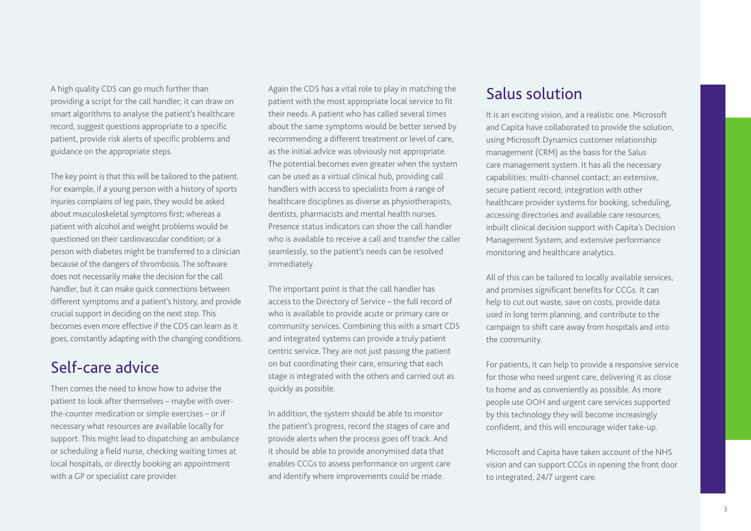A high quality CDS can go much further than providing a script for the call handler; it can draw on smart algorithms to analyse the patient's healthcare record, suggest questions appropriate to a specific patient, provide risk alerts of specific problems and guidance on the appropriate steps.

The key point is that this will be tailored to the patient. For example, if a young person with a history of sports injuries complains of leg pain, they would be asked about musculoskeletal symptoms first; whereas a patient with alcohol and weight problems would be questioned on their cardiovascular condition; or a person with diabetes might be transferred to a clinician because of the dangers of thrombosis. The software does not necessarily make the decision for the call handler, but it can make quick connections between different symptoms and a patient's history, and provide crucial support in deciding on the next step. This becomes even more effective if the CDS can learn as it goes, constantly adapting with the changing conditions.

## Self-care advice

Then comes the need to know how to advise the patient to look after themselves – maybe with over-the-counter medication or simple exercises – or if necessary what resources are available locally for support. This might lead to dispatching an ambulance or scheduling a field nurse, checking waiting times at local hospitals, or directly booking an appointment with a GP or specialist care provider.

Again the CDS has a vital role to play in matching the patient with the most appropriate local service to fit their needs. A patient who has called several times about the same symptoms would be better served by recommending a different treatment or level of care, as the initial advice was obviously not appropriate. The potential becomes even greater when the system can be used as a virtual clinical hub, providing call handlers with access to specialists from a range of healthcare disciplines as diverse as physiotherapists, dentists, pharmacists and mental health nurses. Presence status indicators can show the call handler who is available to receive a call and transfer the caller seamlessly, so the patient's needs can be resolved immediately.

The important point is that the call handler has access to the Directory of Service – the full record of who is available to provide acute or primary care or community services. Combining this with a smart CDS and integrated systems can provide a truly patient centric service. They are not just passing the patient on but coordinating their care, ensuring that each stage is integrated with the others and carried out as quickly as possible.

In addition, the system should be able to monitor the patient's progress, record the stages of care and provide alerts when the process goes off track. And it should be able to provide anonymised data that enables CCGs to assess performance on urgent care and identify where improvements could be made.

## Salus solution

It is an exciting vision, and a realistic one. Microsoft and Capita have collaborated to provide the solution, using Microsoft Dynamics customer relationship management (CRM) as the basis for the Salus care management system. It has all the necessary capabilities: multi-channel contact; an extensive, secure patient record; integration with other healthcare provider systems for booking, scheduling, accessing directories and available care resources; inbuilt clinical decision support with Capita's Decision Management System; and extensive performance monitoring and healthcare analytics.

All of this can be tailored to locally available services, and promises significant benefits for CCGs. It can help to cut out waste, save on costs, provide data used in long term planning, and contribute to the campaign to shift care away from hospitals and into the community.

For patients, it can help to provide a responsive service for those who need urgent care, delivering it as close to home and as conveniently as possible. As more people use OOH and urgent care services supported by this technology they will become increasingly confident, and this will encourage wider take-up.

Microsoft and Capita have taken account of the NHS vision and can support CCGs in opening the front door to integrated, 24/7 urgent care.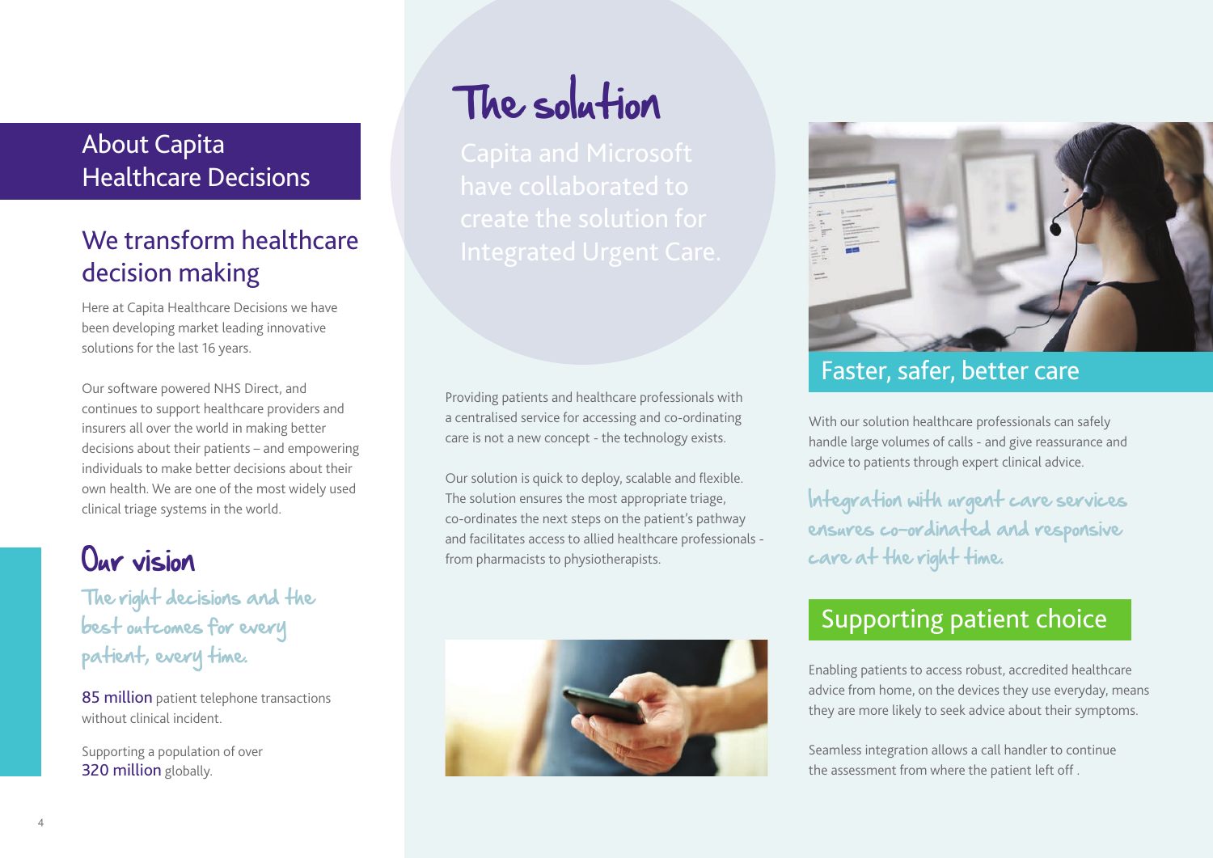## About Capita Healthcare Decisions

### We transform healthcare decision making

Here at Capita Healthcare Decisions we have been developing market leading innovative solutions for the last 16 years.

Our software powered NHS Direct, and continues to support healthcare providers and insurers all over the world in making better decisions about their patients – and empowering individuals to make better decisions about their own health. We are one of the most widely used clinical triage systems in the world.

### Our vision

*The right decisions and the best outcomes for every patient, every time.*

**85 million** patient telephone transactions without clinical incident.

Supporting a population of over **320 million** globally.

# The solution

Capita and Microsoft have collaborated to create the solution for Integrated Urgent Care.

Providing patients and healthcare professionals with a centralised service for accessing and co-ordinating care is not a new concept - the technology exists.

Our solution is quick to deploy, scalable and flexible. The solution ensures the most appropriate triage, co-ordinates the next steps on the patient's pathway and facilitates access to allied healthcare professionals - from pharmacists to physiotherapists.

## Faster, safer, better care

With our solution healthcare professionals can safely handle large volumes of calls - and give reassurance and advice to patients through expert clinical advice.

*Integration with urgent care services ensures co-ordinated and responsive care at the right time.*

## Supporting patient choice

Enabling patients to access robust, accredited healthcare advice from home, on the devices they use everyday, means they are more likely to seek advice about their symptoms.

Seamless integration allows a call handler to continue the assessment from where the patient left off .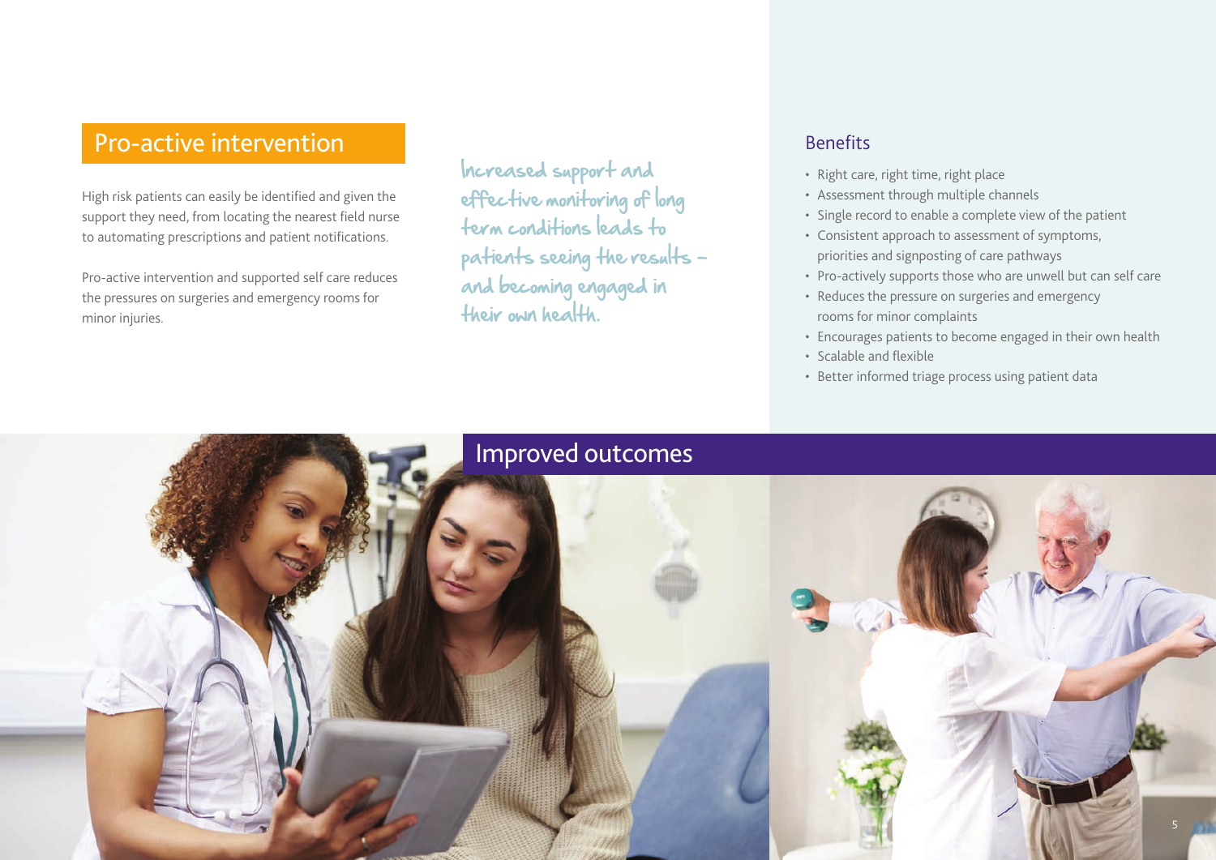## Pro-active intervention

High risk patients can easily be identified and given the support they need, from locating the nearest field nurse to automating prescriptions and patient notifications.

Pro-active intervention and supported self care reduces the pressures on surgeries and emergency rooms for minor injuries.

*Increased support and effective monitoring of long term conditions leads to patients seeing the results – and becoming engaged in their own health.*

### Benefits

- Right care, right time, right place
- Assessment through multiple channels
- Single record to enable a complete view of the patient
- Consistent approach to assessment of symptoms, priorities and signposting of care pathways
- Pro-actively supports those who are unwell but can self care
- Reduces the pressure on surgeries and emergency rooms for minor complaints
- Encourages patients to become engaged in their own health
- Scalable and flexible
- Better informed triage process using patient data

## Improved outcomes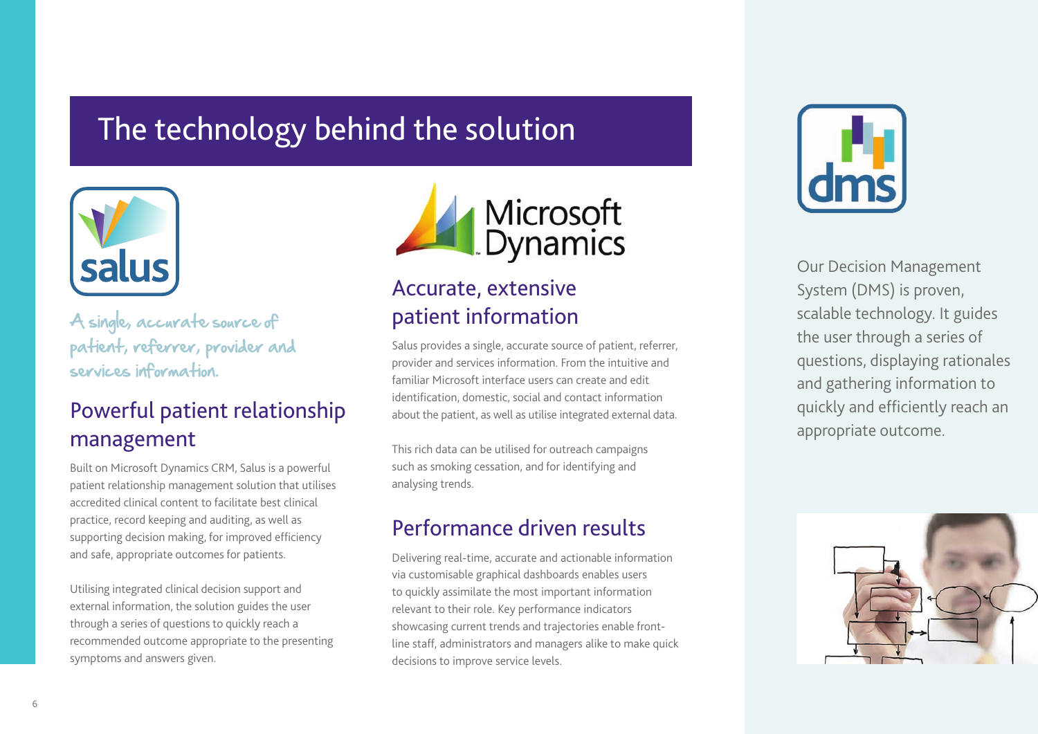# The technology behind the solution

salus

*A single, accurate source of patient, referrer, provider and services information.*

## Powerful patient relationship management

Built on Microsoft Dynamics CRM, Salus is a powerful patient relationship management solution that utilises accredited clinical content to facilitate best clinical practice, record keeping and auditing, as well as supporting decision making, for improved efficiency and safe, appropriate outcomes for patients.

Utilising integrated clinical decision support and external information, the solution guides the user through a series of questions to quickly reach a recommended outcome appropriate to the presenting symptoms and answers given.

Microsoft Dynamics

## Accurate, extensive patient information

Salus provides a single, accurate source of patient, referrer, provider and services information. From the intuitive and familiar Microsoft interface users can create and edit identification, domestic, social and contact information about the patient, as well as utilise integrated external data.

This rich data can be utilised for outreach campaigns such as smoking cessation, and for identifying and analysing trends.

## Performance driven results

Delivering real-time, accurate and actionable information via customisable graphical dashboards enables users to quickly assimilate the most important information relevant to their role. Key performance indicators showcasing current trends and trajectories enable front-line staff, administrators and managers alike to make quick decisions to improve service levels.

dms

Our Decision Management System (DMS) is proven, scalable technology. It guides the user through a series of questions, displaying rationales and gathering information to quickly and efficiently reach an appropriate outcome.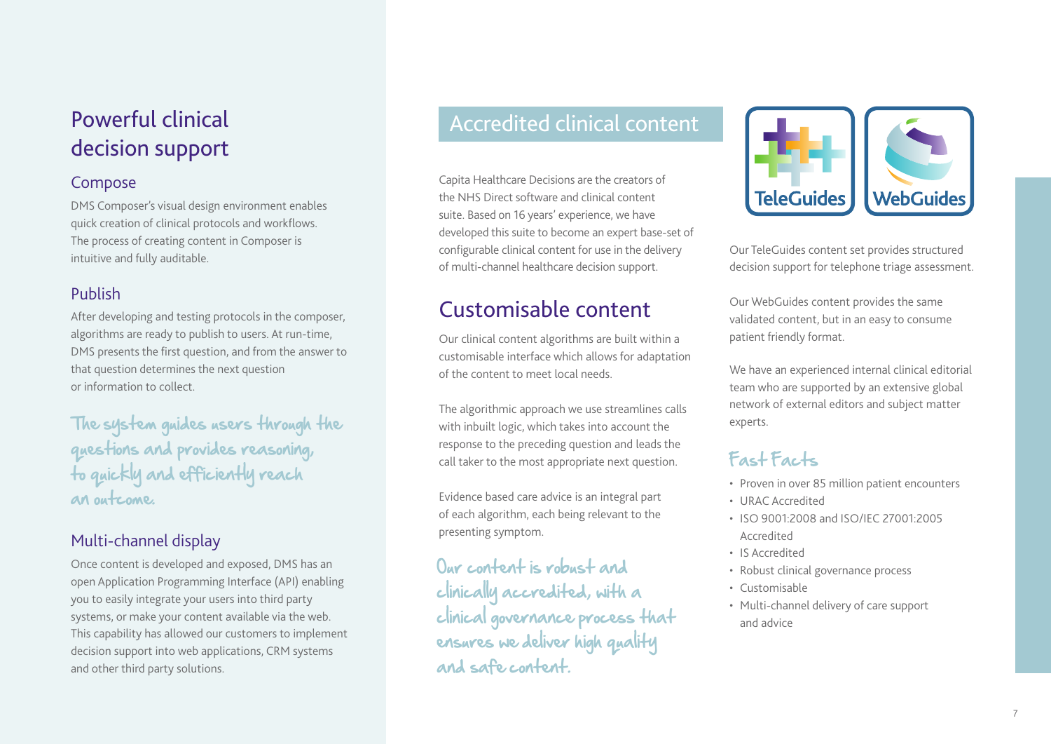# Powerful clinical decision support

## Compose

DMS Composer's visual design environment enables quick creation of clinical protocols and workflows. The process of creating content in Composer is intuitive and fully auditable.

## Publish

After developing and testing protocols in the composer, algorithms are ready to publish to users. At run-time, DMS presents the first question, and from the answer to that question determines the next question or information to collect.

*The system guides users through the questions and provides reasoning, to quickly and efficiently reach an outcome.*

## Multi-channel display

Once content is developed and exposed, DMS has an open Application Programming Interface (API) enabling you to easily integrate your users into third party systems, or make your content available via the web. This capability has allowed our customers to implement decision support into web applications, CRM systems and other third party solutions.

# Accredited clinical content

Capita Healthcare Decisions are the creators of the NHS Direct software and clinical content suite. Based on 16 years' experience, we have developed this suite to become an expert base-set of configurable clinical content for use in the delivery of multi-channel healthcare decision support.

# Customisable content

Our clinical content algorithms are built within a customisable interface which allows for adaptation of the content to meet local needs.

The algorithmic approach we use streamlines calls with inbuilt logic, which takes into account the response to the preceding question and leads the call taker to the most appropriate next question.

Evidence based care advice is an integral part of each algorithm, each being relevant to the presenting symptom.

*Our content is robust and clinically accredited, with a clinical governance process that ensures we deliver high quality and safe content.*

TeleGuides WebGuides

Our TeleGuides content set provides structured decision support for telephone triage assessment.

Our WebGuides content provides the same validated content, but in an easy to consume patient friendly format.

We have an experienced internal clinical editorial team who are supported by an extensive global network of external editors and subject matter experts.

## Fast Facts

- Proven in over 85 million patient encounters
- URAC Accredited
- ISO 9001:2008 and ISO/IEC 27001:2005 Accredited
- IS Accredited
- Robust clinical governance process
- Customisable
- Multi-channel delivery of care support and advice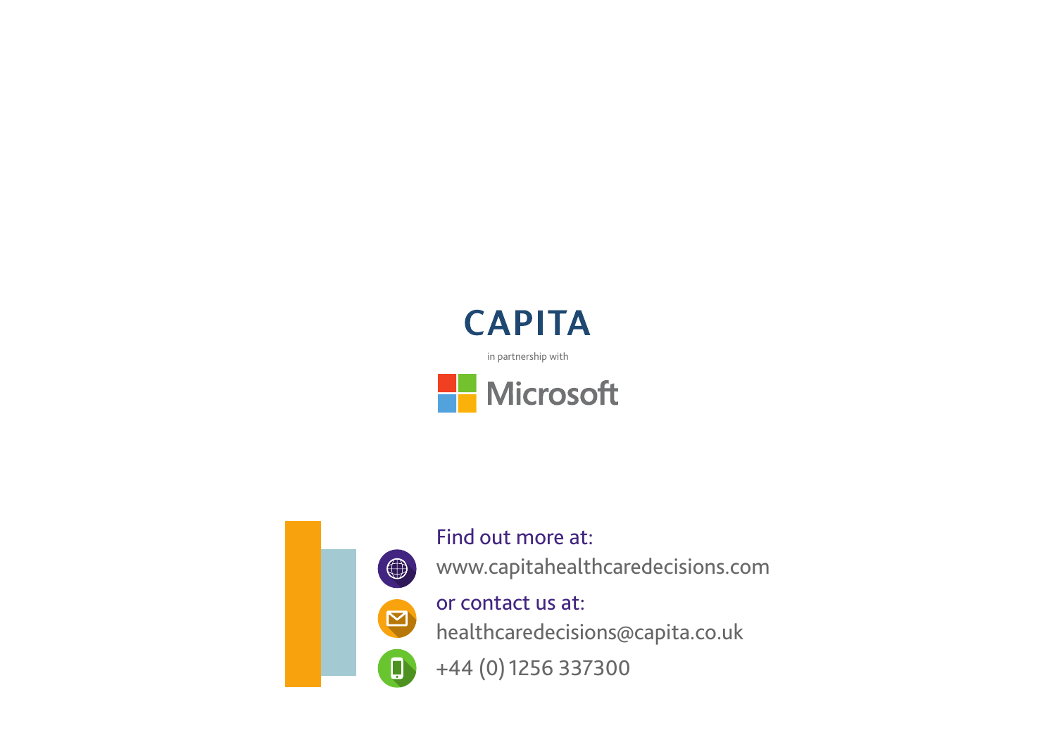CAPITA

in partnership with

Microsoft

Find out more at:

www.capitahealthcaredecisions.com

or contact us at:

healthcaredecisions@capita.co.uk

+44 (0) 1256 337300